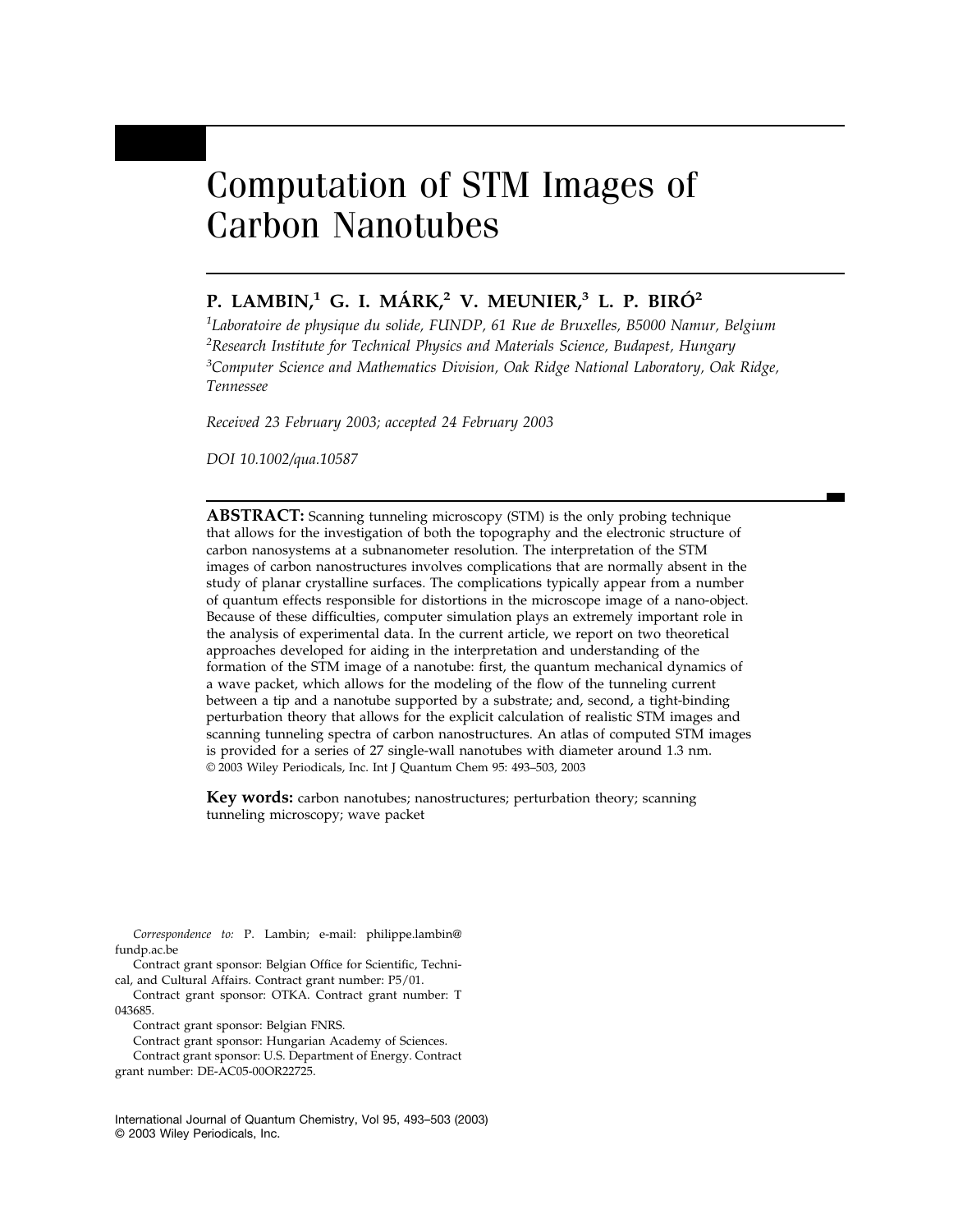# Computation of STM Images of Carbon Nanotubes

**P. LAMBIN,[1] G. I. MÁRK,[2] V. MEUNIER,[3] L. P. BIRÓ[2]**

[1] *Laboratoire de physique du solide, FUNDP, 61 Rue de Bruxelles, B5000 Namur, Belgium*
[2] *Research Institute for Technical Physics and Materials Science, Budapest, Hungary*
[3] *Computer Science and Mathematics Division, Oak Ridge National Laboratory, Oak Ridge, Tennessee*

*Received 23 February 2003; accepted 24 February 2003*

*DOI 10.1002/qua.10587*

**ABSTRACT:** Scanning tunneling microscopy (STM) is the only probing technique that allows for the investigation of both the topography and the electronic structure of carbon nanosystems at a subnanometer resolution. The interpretation of the STM images of carbon nanostructures involves complications that are normally absent in the study of planar crystalline surfaces. The complications typically appear from a number of quantum effects responsible for distortions in the microscope image of a nano-object. Because of these difficulties, computer simulation plays an extremely important role in the analysis of experimental data. In the current article, we report on two theoretical approaches developed for aiding in the interpretation and understanding of the formation of the STM image of a nanotube: first, the quantum mechanical dynamics of a wave packet, which allows for the modeling of the flow of the tunneling current between a tip and a nanotube supported by a substrate; and, second, a tight-binding perturbation theory that allows for the explicit calculation of realistic STM images and scanning tunneling spectra of carbon nanostructures. An atlas of computed STM images is provided for a series of 27 single-wall nanotubes with diameter around 1.3 nm.
© 2003 Wiley Periodicals, Inc. Int J Quantum Chem 95: 493–503, 2003

**Key words:** carbon nanotubes; nanostructures; perturbation theory; scanning tunneling microscopy; wave packet

*Correspondence to:* P. Lambin; e-mail: philippe.lambin@fundp.ac.be

Contract grant sponsor: Belgian Office for Scientific, Technical, and Cultural Affairs. Contract grant number: P5/01.

Contract grant sponsor: OTKA. Contract grant number: T 043685.

Contract grant sponsor: Belgian FNRS.

Contract grant sponsor: Hungarian Academy of Sciences.

Contract grant sponsor: U.S. Department of Energy. Contract grant number: DE-AC05-00OR22725.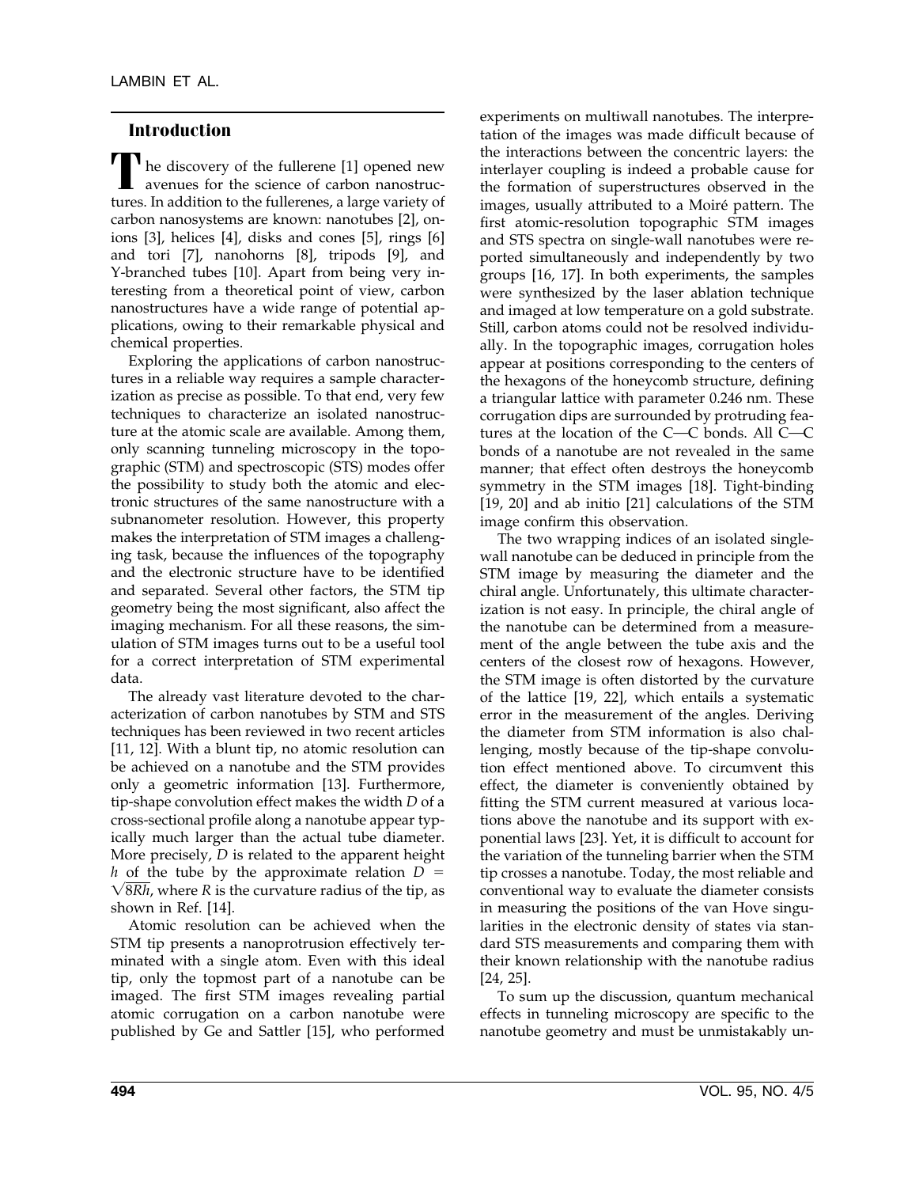## Introduction

The discovery of the fullerene [1] opened new avenues for the science of carbon nanostructures. In addition to the fullerenes, a large variety of carbon nanosystems are known: nanotubes [2], onions [3], helices [4], disks and cones [5], rings [6] and tori [7], nanohorns [8], tripods [9], and Y-branched tubes [10]. Apart from being very interesting from a theoretical point of view, carbon nanostructures have a wide range of potential applications, owing to their remarkable physical and chemical properties.

Exploring the applications of carbon nanostructures in a reliable way requires a sample characterization as precise as possible. To that end, very few techniques to characterize an isolated nanostructure at the atomic scale are available. Among them, only scanning tunneling microscopy in the topographic (STM) and spectroscopic (STS) modes offer the possibility to study both the atomic and electronic structures of the same nanostructure with a subnanometer resolution. However, this property makes the interpretation of STM images a challenging task, because the influences of the topography and the electronic structure have to be identified and separated. Several other factors, the STM tip geometry being the most significant, also affect the imaging mechanism. For all these reasons, the simulation of STM images turns out to be a useful tool for a correct interpretation of STM experimental data.

The already vast literature devoted to the characterization of carbon nanotubes by STM and STS techniques has been reviewed in two recent articles [11, 12]. With a blunt tip, no atomic resolution can be achieved on a nanotube and the STM provides only a geometric information [13]. Furthermore, tip-shape convolution effect makes the width $D$ of a cross-sectional profile along a nanotube appear typically much larger than the actual tube diameter. More precisely, $D$ is related to the apparent height $h$ of the tube by the approximate relation $D = \sqrt{8Rh}$, where $R$ is the curvature radius of the tip, as shown in Ref. [14].

Atomic resolution can be achieved when the STM tip presents a nanoprotrusion effectively terminated with a single atom. Even with this ideal tip, only the topmost part of a nanotube can be imaged. The first STM images revealing partial atomic corrugation on a carbon nanotube were published by Ge and Sattler [15], who performed experiments on multiwall nanotubes. The interpretation of the images was made difficult because of the interactions between the concentric layers: the interlayer coupling is indeed a probable cause for the formation of superstructures observed in the images, usually attributed to a Moiré pattern. The first atomic-resolution topographic STM images and STS spectra on single-wall nanotubes were reported simultaneously and independently by two groups [16, 17]. In both experiments, the samples were synthesized by the laser ablation technique and imaged at low temperature on a gold substrate. Still, carbon atoms could not be resolved individually. In the topographic images, corrugation holes appear at positions corresponding to the centers of the hexagons of the honeycomb structure, defining a triangular lattice with parameter 0.246 nm. These corrugation dips are surrounded by protruding features at the location of the C—C bonds. All C—C bonds of a nanotube are not revealed in the same manner; that effect often destroys the honeycomb symmetry in the STM images [18]. Tight-binding [19, 20] and ab initio [21] calculations of the STM image confirm this observation.

The two wrapping indices of an isolated single-wall nanotube can be deduced in principle from the STM image by measuring the diameter and the chiral angle. Unfortunately, this ultimate characterization is not easy. In principle, the chiral angle of the nanotube can be determined from a measurement of the angle between the tube axis and the centers of the closest row of hexagons. However, the STM image is often distorted by the curvature of the lattice [19, 22], which entails a systematic error in the measurement of the angles. Deriving the diameter from STM information is also challenging, mostly because of the tip-shape convolution effect mentioned above. To circumvent this effect, the diameter is conveniently obtained by fitting the STM current measured at various locations above the nanotube and its support with exponential laws [23]. Yet, it is difficult to account for the variation of the tunneling barrier when the STM tip crosses a nanotube. Today, the most reliable and conventional way to evaluate the diameter consists in measuring the positions of the van Hove singularities in the electronic density of states via standard STS measurements and comparing them with their known relationship with the nanotube radius [24, 25].

To sum up the discussion, quantum mechanical effects in tunneling microscopy are specific to the nanotube geometry and must be unmistakably un-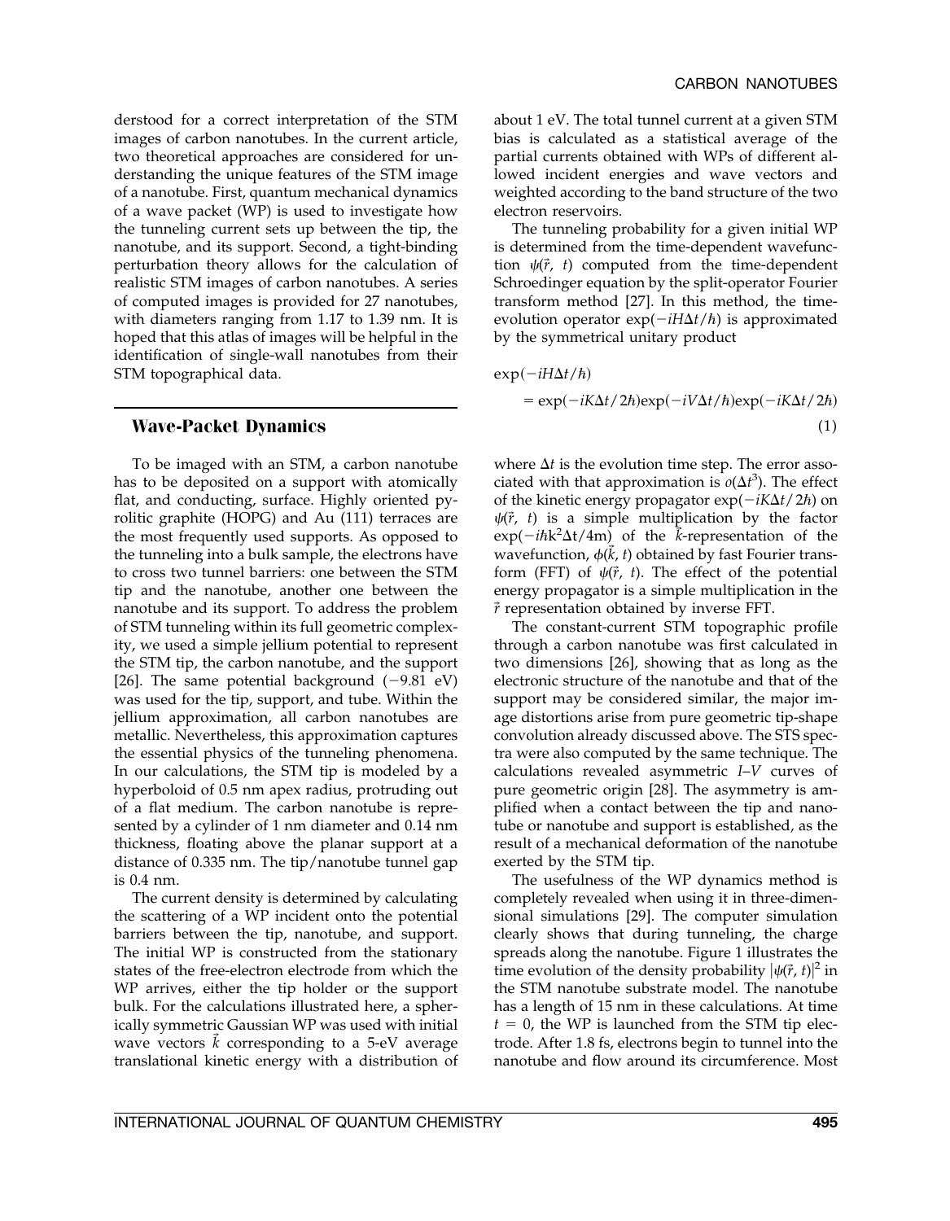derstood for a correct interpretation of the STM images of carbon nanotubes. In the current article, two theoretical approaches are considered for understanding the unique features of the STM image of a nanotube. First, quantum mechanical dynamics of a wave packet (WP) is used to investigate how the tunneling current sets up between the tip, the nanotube, and its support. Second, a tight-binding perturbation theory allows for the calculation of realistic STM images of carbon nanotubes. A series of computed images is provided for 27 nanotubes, with diameters ranging from 1.17 to 1.39 nm. It is hoped that this atlas of images will be helpful in the identification of single-wall nanotubes from their STM topographical data.

## Wave-Packet Dynamics

To be imaged with an STM, a carbon nanotube has to be deposited on a support with atomically flat, and conducting, surface. Highly oriented pyrolitic graphite (HOPG) and Au (111) terraces are the most frequently used supports. As opposed to the tunneling into a bulk sample, the electrons have to cross two tunnel barriers: one between the STM tip and the nanotube, another one between the nanotube and its support. To address the problem of STM tunneling within its full geometric complexity, we used a simple jellium potential to represent the STM tip, the carbon nanotube, and the support [26]. The same potential background (−9.81 eV) was used for the tip, support, and tube. Within the jellium approximation, all carbon nanotubes are metallic. Nevertheless, this approximation captures the essential physics of the tunneling phenomena. In our calculations, the STM tip is modeled by a hyperboloid of 0.5 nm apex radius, protruding out of a flat medium. The carbon nanotube is represented by a cylinder of 1 nm diameter and 0.14 nm thickness, floating above the planar support at a distance of 0.335 nm. The tip/nanotube tunnel gap is 0.4 nm.

The current density is determined by calculating the scattering of a WP incident onto the potential barriers between the tip, nanotube, and support. The initial WP is constructed from the stationary states of the free-electron electrode from which the WP arrives, either the tip holder or the support bulk. For the calculations illustrated here, a spherically symmetric Gaussian WP was used with initial wave vectors $\vec{k}$ corresponding to a 5-eV average translational kinetic energy with a distribution of about 1 eV. The total tunnel current at a given STM bias is calculated as a statistical average of the partial currents obtained with WPs of different allowed incident energies and wave vectors and weighted according to the band structure of the two electron reservoirs.

The tunneling probability for a given initial WP is determined from the time-dependent wavefunction $\psi(\vec{r}, t)$ computed from the time-dependent Schroedinger equation by the split-operator Fourier transform method [27]. In this method, the time-evolution operator $\exp(-iH\Delta t/\hbar)$ is approximated by the symmetrical unitary product

$$\exp(-iH\Delta t/\hbar) = \exp(-iK\Delta t/2\hbar)\exp(-iV\Delta t/\hbar)\exp(-iK\Delta t/2\hbar) \quad (1)$$

where $\Delta t$ is the evolution time step. The error associated with that approximation is $o(\Delta t^3)$. The effect of the kinetic energy propagator $\exp(-iK\Delta t/2\hbar)$ on $\psi(\vec{r}, t)$ is a simple multiplication by the factor $\exp(-i\hbar k^2\Delta t/4m)$ of the $\vec{k}$-representation of the wavefunction, $\phi(\vec{k}, t)$ obtained by fast Fourier transform (FFT) of $\psi(\vec{r}, t)$. The effect of the potential energy propagator is a simple multiplication in the $\vec{r}$ representation obtained by inverse FFT.

The constant-current STM topographic profile through a carbon nanotube was first calculated in two dimensions [26], showing that as long as the electronic structure of the nanotube and that of the support may be considered similar, the major image distortions arise from pure geometric tip-shape convolution already discussed above. The STS spectra were also computed by the same technique. The calculations revealed asymmetric *I*–*V* curves of pure geometric origin [28]. The asymmetry is amplified when a contact between the tip and nanotube or nanotube and support is established, as the result of a mechanical deformation of the nanotube exerted by the STM tip.

The usefulness of the WP dynamics method is completely revealed when using it in three-dimensional simulations [29]. The computer simulation clearly shows that during tunneling, the charge spreads along the nanotube. Figure 1 illustrates the time evolution of the density probability $|\psi(\vec{r}, t)|^2$ in the STM nanotube substrate model. The nanotube has a length of 15 nm in these calculations. At time $t = 0$, the WP is launched from the STM tip electrode. After 1.8 fs, electrons begin to tunnel into the nanotube and flow around its circumference. Most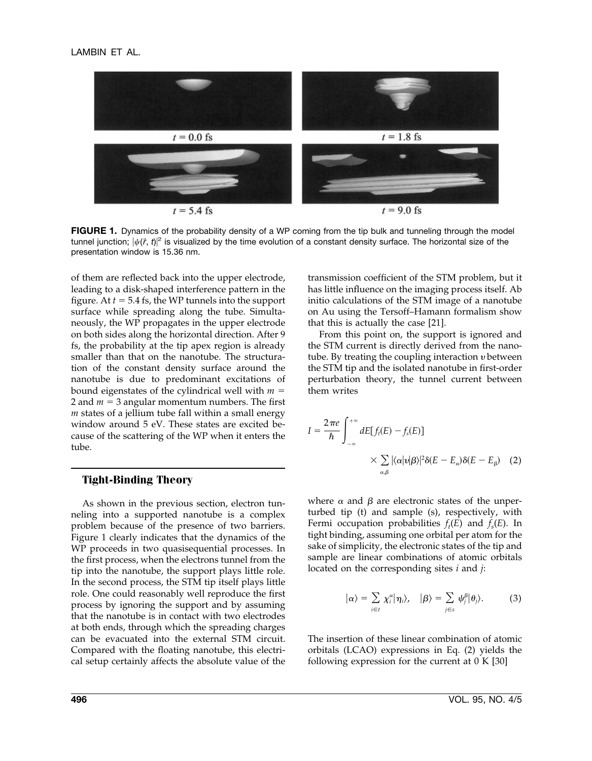$t = 0.0$ fs

$t = 1.8$ fs

$t = 5.4$ fs

$t = 9.0$ fs

**FIGURE 1.** Dynamics of the probability density of a WP coming from the tip bulk and tunneling through the model tunnel junction; $|\psi(\vec{r}, t)|^2$ is visualized by the time evolution of a constant density surface. The horizontal size of the presentation window is 15.36 nm.

of them are reflected back into the upper electrode, leading to a disk-shaped interference pattern in the figure. At $t = 5.4$ fs, the WP tunnels into the support surface while spreading along the tube. Simultaneously, the WP propagates in the upper electrode on both sides along the horizontal direction. After 9 fs, the probability at the tip apex region is already smaller than that on the nanotube. The structuration of the constant density surface around the nanotube is due to predominant excitations of bound eigenstates of the cylindrical well with $m = 2$ and $m = 3$ angular momentum numbers. The first $m$ states of a jellium tube fall within a small energy window around 5 eV. These states are excited because of the scattering of the WP when it enters the tube.

## Tight-Binding Theory

As shown in the previous section, electron tunneling into a supported nanotube is a complex problem because of the presence of two barriers. Figure 1 clearly indicates that the dynamics of the WP proceeds in two quasisequential processes. In the first process, when the electrons tunnel from the tip into the nanotube, the support plays little role. In the second process, the STM tip itself plays little role. One could reasonably well reproduce the first process by ignoring the support and by assuming that the nanotube is in contact with two electrodes at both ends, through which the spreading charges can be evacuated into the external STM circuit. Compared with the floating nanotube, this electrical setup certainly affects the absolute value of the transmission coefficient of the STM problem, but it has little influence on the imaging process itself. Ab initio calculations of the STM image of a nanotube on Au using the Tersoff–Hamann formalism show that this is actually the case [21].

From this point on, the support is ignored and the STM current is directly derived from the nanotube. By treating the coupling interaction $v$ between the STM tip and the isolated nanotube in first-order perturbation theory, the tunnel current between them writes

$$I = \frac{2\pi e}{\hbar} \int_{-\infty}^{+\infty} dE[f_t(E) - f_s(E)] \times \sum_{\alpha,\beta} |\langle \alpha | v | \beta \rangle|^2 \delta(E - E_\alpha)\delta(E - E_\beta) \quad (2)$$

where $\alpha$ and $\beta$ are electronic states of the unperturbed tip (t) and sample (s), respectively, with Fermi occupation probabilities $f_t(E)$ and $f_s(E)$. In tight binding, assuming one orbital per atom for the sake of simplicity, the electronic states of the tip and sample are linear combinations of atomic orbitals located on the corresponding sites $i$ and $j$:

$$|\alpha\rangle = \sum_{i \in t} \chi_i^\alpha |\eta_i\rangle, \quad |\beta\rangle = \sum_{j \in s} \psi_j^\beta |\theta_j\rangle. \quad (3)$$

The insertion of these linear combination of atomic orbitals (LCAO) expressions in Eq. (2) yields the following expression for the current at 0 K [30]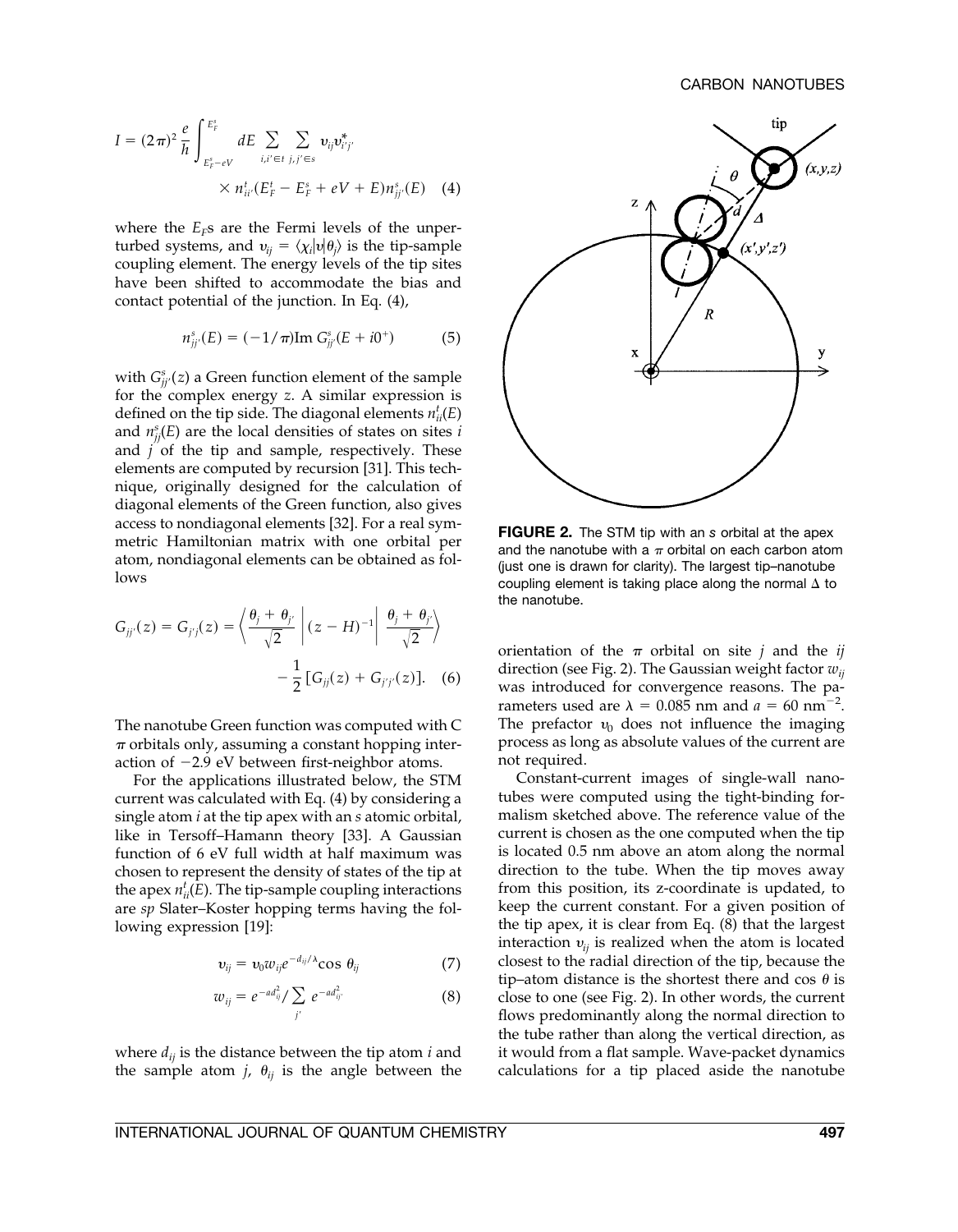$$I = (2\pi)^2 \frac{e}{h} \int_{E_F^s - eV}^{E_F^s} dE \sum_{i,i' \in t} \sum_{j,j' \in s} v_{ij} v_{i'j'}^* \times n_{ii'}^t(E_F^t - E_F^s + eV + E) n_{jj'}^s(E) \quad (4)$$

where the $E_F$s are the Fermi levels of the unperturbed systems, and $v_{ij} = \langle \chi_i | v | \theta_j \rangle$ is the tip-sample coupling element. The energy levels of the tip sites have been shifted to accommodate the bias and contact potential of the junction. In Eq. (4),

$$n_{jj'}^s(E) = (-1/\pi) \mathrm{Im}\, G_{jj'}^s(E + i0^+) \quad (5)$$

with $G_{jj'}^s(z)$ a Green function element of the sample for the complex energy $z$. A similar expression is defined on the tip side. The diagonal elements $n_{ii}^t(E)$ and $n_{jj}^s(E)$ are the local densities of states on sites $i$ and $j$ of the tip and sample, respectively. These elements are computed by recursion [31]. This technique, originally designed for the calculation of diagonal elements of the Green function, also gives access to nondiagonal elements [32]. For a real symmetric Hamiltonian matrix with one orbital per atom, nondiagonal elements can be obtained as follows

$$G_{jj'}(z) = G_{j'j}(z) = \left\langle \frac{\theta_j + \theta_{j'}}{\sqrt{2}} \middle| (z - H)^{-1} \middle| \frac{\theta_j + \theta_{j'}}{\sqrt{2}} \right\rangle - \frac{1}{2}[G_{jj}(z) + G_{j'j'}(z)]. \quad (6)$$

The nanotube Green function was computed with C $\pi$ orbitals only, assuming a constant hopping interaction of $-2.9$ eV between first-neighbor atoms.

For the applications illustrated below, the STM current was calculated with Eq. (4) by considering a single atom $i$ at the tip apex with an $s$ atomic orbital, like in Tersoff–Hamann theory [33]. A Gaussian function of 6 eV full width at half maximum was chosen to represent the density of states of the tip at the apex $n_{ii}^t(E)$. The tip-sample coupling interactions are $sp$ Slater–Koster hopping terms having the following expression [19]:

$$v_{ij} = v_0 w_{ij} e^{-d_{ij}/\lambda} \cos \theta_{ij} \quad (7)$$

$$w_{ij} = e^{-ad_{ij}^2} / \sum_{j'} e^{-ad_{ij'}^2} \quad (8)$$

where $d_{ij}$ is the distance between the tip atom $i$ and the sample atom $j$, $\theta_{ij}$ is the angle between the orientation of the $\pi$ orbital on site $j$ and the $ij$ direction (see Fig. 2). The Gaussian weight factor $w_{ij}$ was introduced for convergence reasons. The parameters used are $\lambda = 0.085$ nm and $a = 60$ nm$^{-2}$. The prefactor $v_0$ does not influence the imaging process as long as absolute values of the current are not required.

**FIGURE 2.** The STM tip with an $s$ orbital at the apex and the nanotube with a $\pi$ orbital on each carbon atom (just one is drawn for clarity). The largest tip–nanotube coupling element is taking place along the normal $\Delta$ to the nanotube.

Constant-current images of single-wall nanotubes were computed using the tight-binding formalism sketched above. The reference value of the current is chosen as the one computed when the tip is located 0.5 nm above an atom along the normal direction to the tube. When the tip moves away from this position, its $z$-coordinate is updated, to keep the current constant. For a given position of the tip apex, it is clear from Eq. (8) that the largest interaction $v_{ij}$ is realized when the atom is located closest to the radial direction of the tip, because the tip–atom distance is the shortest there and $\cos \theta$ is close to one (see Fig. 2). In other words, the current flows predominantly along the normal direction to the tube rather than along the vertical direction, as it would from a flat sample. Wave-packet dynamics calculations for a tip placed aside the nanotube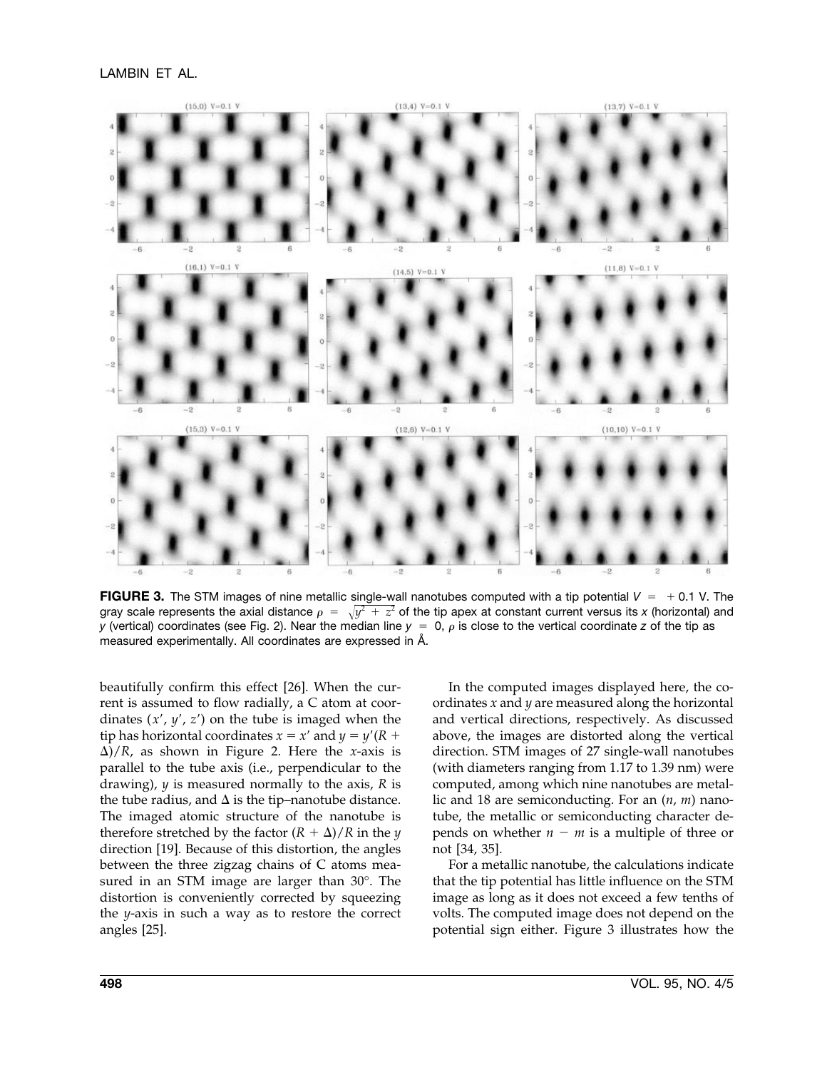**FIGURE 3.** The STM images of nine metallic single-wall nanotubes computed with a tip potential $V = +0.1$ V. The gray scale represents the axial distance $\rho = \sqrt{y^2 + z^2}$ of the tip apex at constant current versus its $x$ (horizontal) and $y$ (vertical) coordinates (see Fig. 2). Near the median line $y = 0$, $\rho$ is close to the vertical coordinate $z$ of the tip as measured experimentally. All coordinates are expressed in Å.

beautifully confirm this effect [26]. When the current is assumed to flow radially, a C atom at coordinates ($x'$, $y'$, $z'$) on the tube is imaged when the tip has horizontal coordinates $x = x'$ and $y = y'(R + \Delta)/R$, as shown in Figure 2. Here the $x$-axis is parallel to the tube axis (i.e., perpendicular to the drawing), $y$ is measured normally to the axis, $R$ is the tube radius, and $\Delta$ is the tip–nanotube distance. The imaged atomic structure of the nanotube is therefore stretched by the factor $(R + \Delta)/R$ in the $y$ direction [19]. Because of this distortion, the angles between the three zigzag chains of C atoms measured in an STM image are larger than 30°. The distortion is conveniently corrected by squeezing the $y$-axis in such a way as to restore the correct angles [25].

In the computed images displayed here, the coordinates $x$ and $y$ are measured along the horizontal and vertical directions, respectively. As discussed above, the images are distorted along the vertical direction. STM images of 27 single-wall nanotubes (with diameters ranging from 1.17 to 1.39 nm) were computed, among which nine nanotubes are metallic and 18 are semiconducting. For an ($n$, $m$) nanotube, the metallic or semiconducting character depends on whether $n - m$ is a multiple of three or not [34, 35].

For a metallic nanotube, the calculations indicate that the tip potential has little influence on the STM image as long as it does not exceed a few tenths of volts. The computed image does not depend on the potential sign either. Figure 3 illustrates how the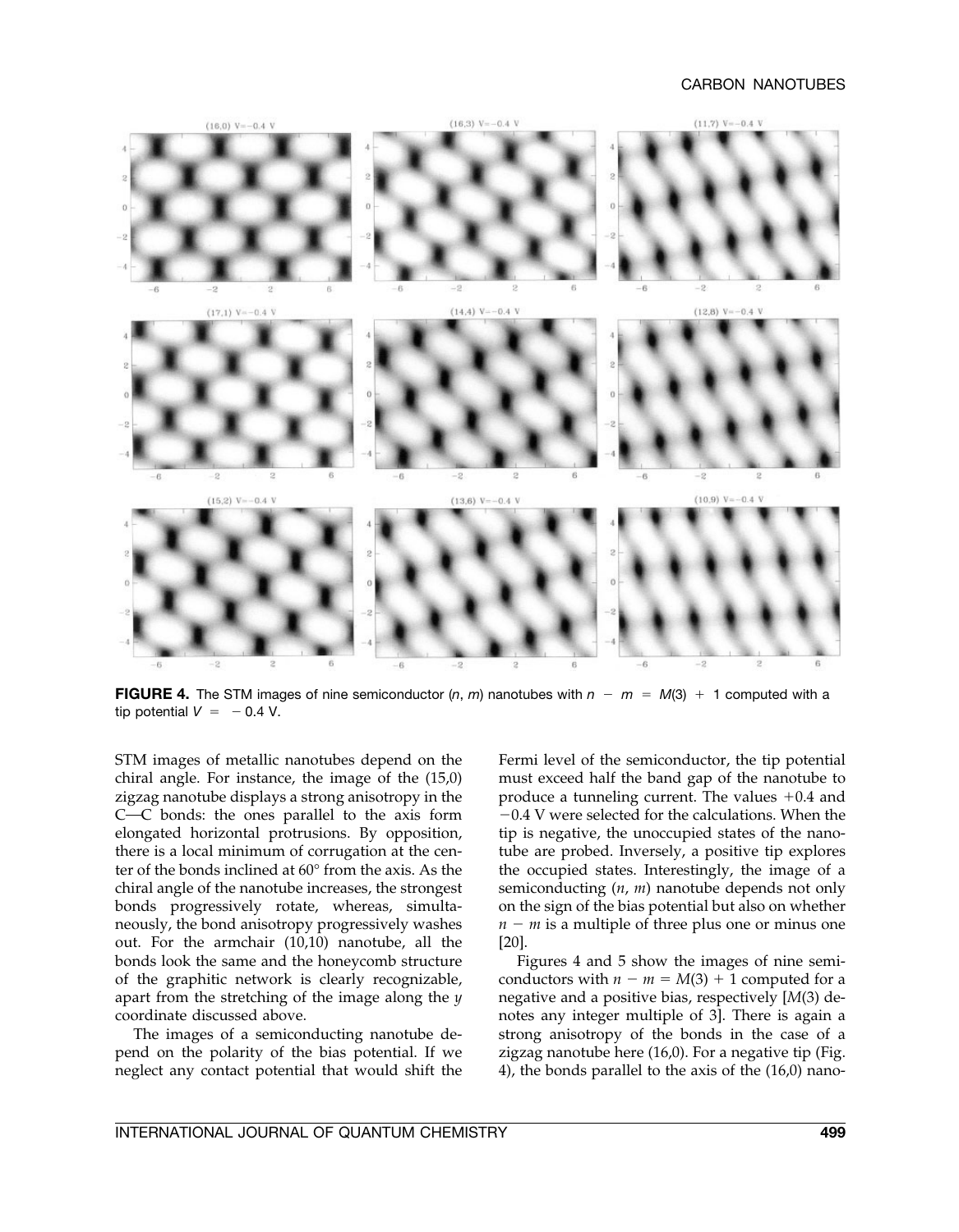**FIGURE 4.** The STM images of nine semiconductor ($n$, $m$) nanotubes with $n - m = M(3) + 1$ computed with a tip potential $V = -0.4$ V.

STM images of metallic nanotubes depend on the chiral angle. For instance, the image of the (15,0) zigzag nanotube displays a strong anisotropy in the C—C bonds: the ones parallel to the axis form elongated horizontal protrusions. By opposition, there is a local minimum of corrugation at the center of the bonds inclined at 60° from the axis. As the chiral angle of the nanotube increases, the strongest bonds progressively rotate, whereas, simultaneously, the bond anisotropy progressively washes out. For the armchair (10,10) nanotube, all the bonds look the same and the honeycomb structure of the graphitic network is clearly recognizable, apart from the stretching of the image along the $y$ coordinate discussed above.

The images of a semiconducting nanotube depend on the polarity of the bias potential. If we neglect any contact potential that would shift the Fermi level of the semiconductor, the tip potential must exceed half the band gap of the nanotube to produce a tunneling current. The values +0.4 and −0.4 V were selected for the calculations. When the tip is negative, the unoccupied states of the nanotube are probed. Inversely, a positive tip explores the occupied states. Interestingly, the image of a semiconducting ($n$, $m$) nanotube depends not only on the sign of the bias potential but also on whether $n - m$ is a multiple of three plus one or minus one [20].

Figures 4 and 5 show the images of nine semiconductors with $n - m = M(3) + 1$ computed for a negative and a positive bias, respectively [$M(3)$ denotes any integer multiple of 3]. There is again a strong anisotropy of the bonds in the case of a zigzag nanotube here (16,0). For a negative tip (Fig. 4), the bonds parallel to the axis of the (16,0) nano-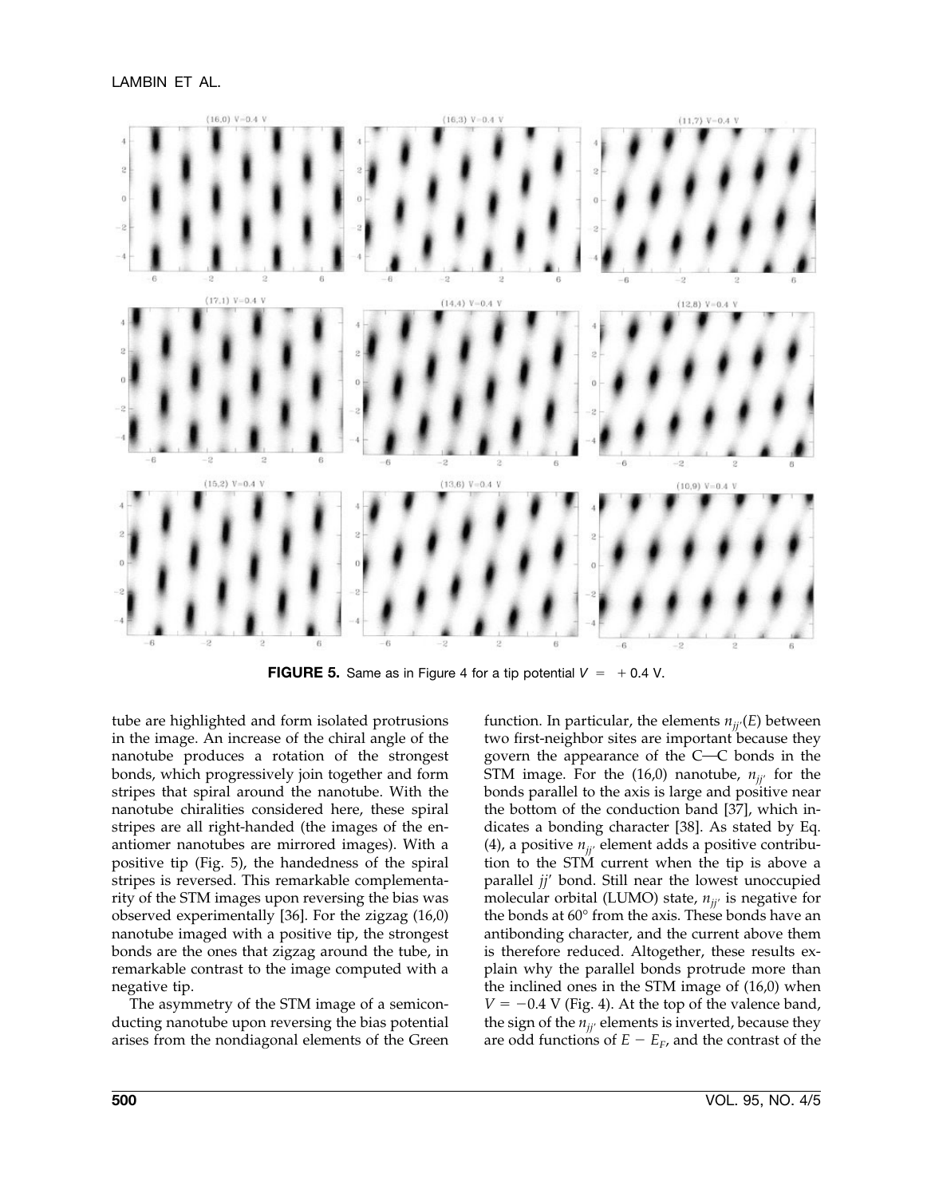**FIGURE 5.** Same as in Figure 4 for a tip potential $V = +0.4$ V.

tube are highlighted and form isolated protrusions in the image. An increase of the chiral angle of the nanotube produces a rotation of the strongest bonds, which progressively join together and form stripes that spiral around the nanotube. With the nanotube chiralities considered here, these spiral stripes are all right-handed (the images of the enantiomer nanotubes are mirrored images). With a positive tip (Fig. 5), the handedness of the spiral stripes is reversed. This remarkable complementarity of the STM images upon reversing the bias was observed experimentally [36]. For the zigzag (16,0) nanotube imaged with a positive tip, the strongest bonds are the ones that zigzag around the tube, in remarkable contrast to the image computed with a negative tip.

The asymmetry of the STM image of a semiconducting nanotube upon reversing the bias potential arises from the nondiagonal elements of the Green function. In particular, the elements $n_{jj'}(E)$ between two first-neighbor sites are important because they govern the appearance of the C—C bonds in the STM image. For the (16,0) nanotube, $n_{jj'}$ for the bonds parallel to the axis is large and positive near the bottom of the conduction band [37], which indicates a bonding character [38]. As stated by Eq. (4), a positive $n_{jj'}$ element adds a positive contribution to the STM current when the tip is above a parallel $jj'$ bond. Still near the lowest unoccupied molecular orbital (LUMO) state, $n_{jj'}$ is negative for the bonds at 60° from the axis. These bonds have an antibonding character, and the current above them is therefore reduced. Altogether, these results explain why the parallel bonds protrude more than the inclined ones in the STM image of (16,0) when $V = -0.4$ V (Fig. 4). At the top of the valence band, the sign of the $n_{jj'}$ elements is inverted, because they are odd functions of $E - E_F$, and the contrast of the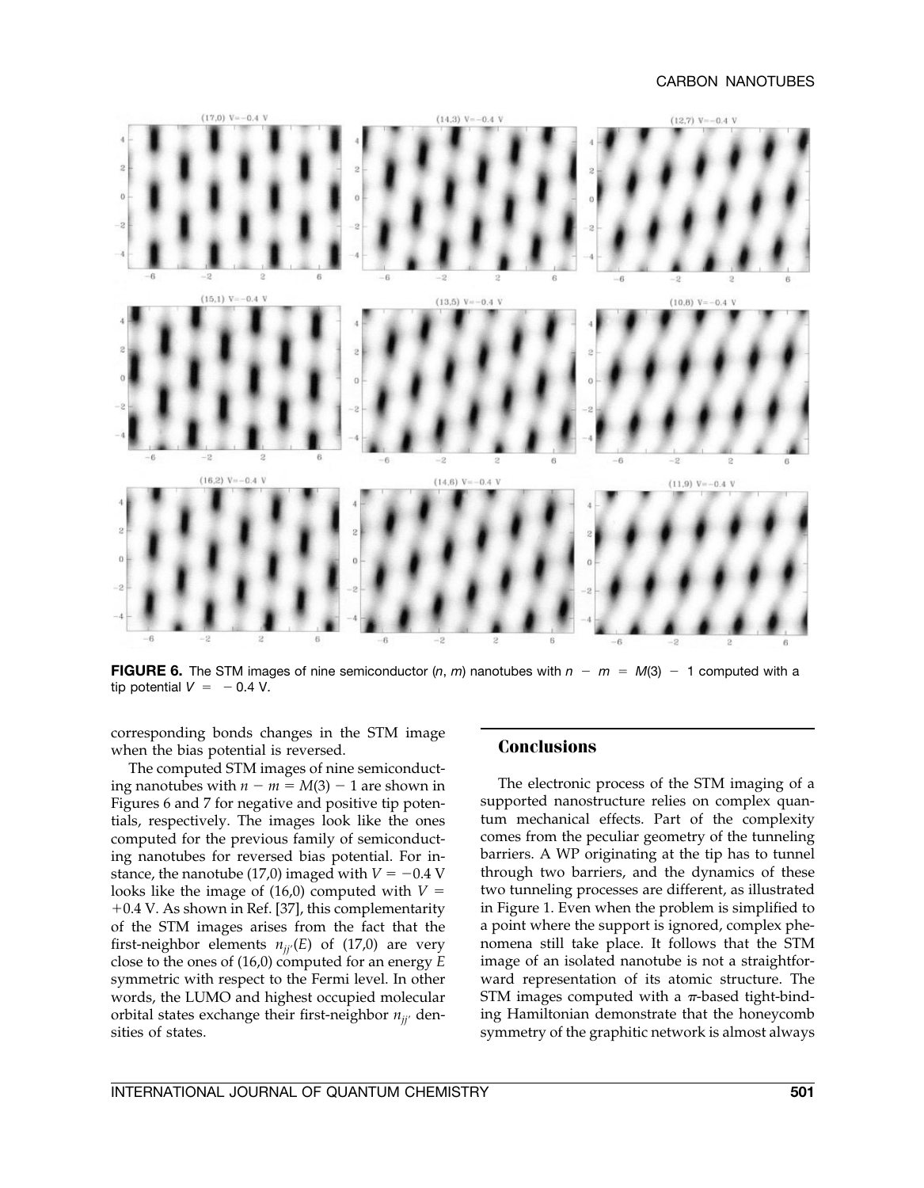**FIGURE 6.** The STM images of nine semiconductor ($n$, $m$) nanotubes with $n - m = M(3) - 1$ computed with a tip potential $V = -0.4$ V.

corresponding bonds changes in the STM image when the bias potential is reversed.

The computed STM images of nine semiconducting nanotubes with $n - m = M(3) - 1$ are shown in Figures 6 and 7 for negative and positive tip potentials, respectively. The images look like the ones computed for the previous family of semiconducting nanotubes for reversed bias potential. For instance, the nanotube (17,0) imaged with $V = -0.4$ V looks like the image of (16,0) computed with $V = +0.4$ V. As shown in Ref. [37], this complementarity of the STM images arises from the fact that the first-neighbor elements $n_{jj'}(E)$ of (17,0) are very close to the ones of (16,0) computed for an energy $E$ symmetric with respect to the Fermi level. In other words, the LUMO and highest occupied molecular orbital states exchange their first-neighbor $n_{jj'}$ densities of states.

## Conclusions

The electronic process of the STM imaging of a supported nanostructure relies on complex quantum mechanical effects. Part of the complexity comes from the peculiar geometry of the tunneling barriers. A WP originating at the tip has to tunnel through two barriers, and the dynamics of these two tunneling processes are different, as illustrated in Figure 1. Even when the problem is simplified to a point where the support is ignored, complex phenomena still take place. It follows that the STM image of an isolated nanotube is not a straightforward representation of its atomic structure. The STM images computed with a $\pi$-based tight-binding Hamiltonian demonstrate that the honeycomb symmetry of the graphitic network is almost always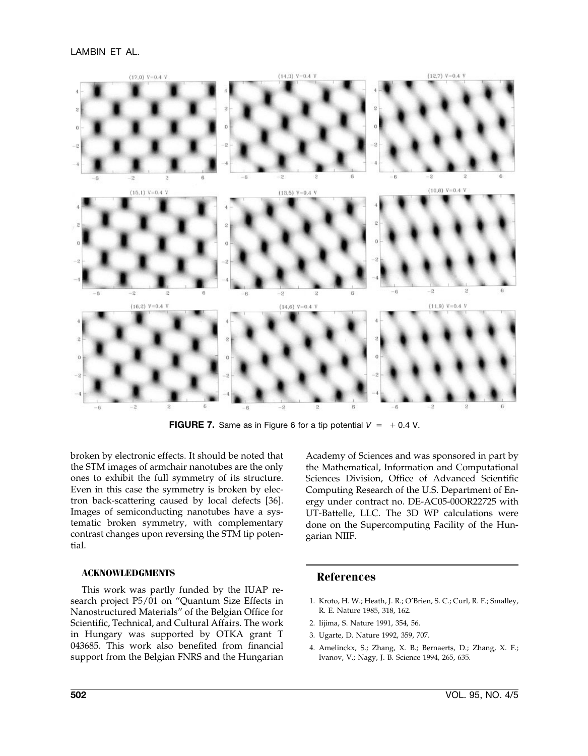**FIGURE 7.** Same as in Figure 6 for a tip potential $V = +0.4$ V.

broken by electronic effects. It should be noted that the STM images of armchair nanotubes are the only ones to exhibit the full symmetry of its structure. Even in this case the symmetry is broken by electron back-scattering caused by local defects [36]. Images of semiconducting nanotubes have a systematic broken symmetry, with complementary contrast changes upon reversing the STM tip potential.

### ACKNOWLEDGMENTS

This work was partly funded by the IUAP research project P5/01 on "Quantum Size Effects in Nanostructured Materials" of the Belgian Office for Scientific, Technical, and Cultural Affairs. The work in Hungary was supported by OTKA grant T 043685. This work also benefited from financial support from the Belgian FNRS and the Hungarian Academy of Sciences and was sponsored in part by the Mathematical, Information and Computational Sciences Division, Office of Advanced Scientific Computing Research of the U.S. Department of Energy under contract no. DE-AC05-00OR22725 with UT-Battelle, LLC. The 3D WP calculations were done on the Supercomputing Facility of the Hungarian NIIF.

## References

1. Kroto, H. W.; Heath, J. R.; O'Brien, S. C.; Curl, R. F.; Smalley, R. E. Nature 1985, 318, 162.
2. Iijima, S. Nature 1991, 354, 56.
3. Ugarte, D. Nature 1992, 359, 707.
4. Amelinckx, S.; Zhang, X. B.; Bernaerts, D.; Zhang, X. F.; Ivanov, V.; Nagy, J. B. Science 1994, 265, 635.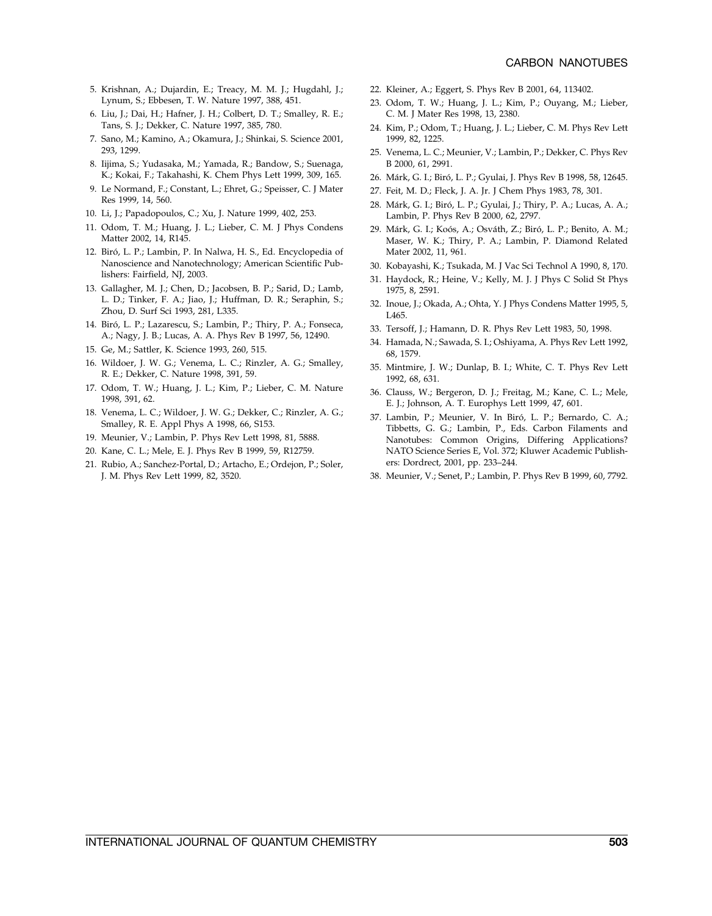5. Krishnan, A.; Dujardin, E.; Treacy, M. M. J.; Hugdahl, J.; Lynum, S.; Ebbesen, T. W. Nature 1997, 388, 451.
6. Liu, J.; Dai, H.; Hafner, J. H.; Colbert, D. T.; Smalley, R. E.; Tans, S. J.; Dekker, C. Nature 1997, 385, 780.
7. Sano, M.; Kamino, A.; Okamura, J.; Shinkai, S. Science 2001, 293, 1299.
8. Iijima, S.; Yudasaka, M.; Yamada, R.; Bandow, S.; Suenaga, K.; Kokai, F.; Takahashi, K. Chem Phys Lett 1999, 309, 165.
9. Le Normand, F.; Constant, L.; Ehret, G.; Speisser, C. J Mater Res 1999, 14, 560.
10. Li, J.; Papadopoulos, C.; Xu, J. Nature 1999, 402, 253.
11. Odom, T. M.; Huang, J. L.; Lieber, C. M. J Phys Condens Matter 2002, 14, R145.
12. Biró, L. P.; Lambin, P. In Nalwa, H. S., Ed. Encyclopedia of Nanoscience and Nanotechnology; American Scientific Publishers: Fairfield, NJ, 2003.
13. Gallagher, M. J.; Chen, D.; Jacobsen, B. P.; Sarid, D.; Lamb, L. D.; Tinker, F. A.; Jiao, J.; Huffman, D. R.; Seraphin, S.; Zhou, D. Surf Sci 1993, 281, L335.
14. Biró, L. P.; Lazarescu, S.; Lambin, P.; Thiry, P. A.; Fonseca, A.; Nagy, J. B.; Lucas, A. A. Phys Rev B 1997, 56, 12490.
15. Ge, M.; Sattler, K. Science 1993, 260, 515.
16. Wildoer, J. W. G.; Venema, L. C.; Rinzler, A. G.; Smalley, R. E.; Dekker, C. Nature 1998, 391, 59.
17. Odom, T. W.; Huang, J. L.; Kim, P.; Lieber, C. M. Nature 1998, 391, 62.
18. Venema, L. C.; Wildoer, J. W. G.; Dekker, C.; Rinzler, A. G.; Smalley, R. E. Appl Phys A 1998, 66, S153.
19. Meunier, V.; Lambin, P. Phys Rev Lett 1998, 81, 5888.
20. Kane, C. L.; Mele, E. J. Phys Rev B 1999, 59, R12759.
21. Rubio, A.; Sanchez-Portal, D.; Artacho, E.; Ordejon, P.; Soler, J. M. Phys Rev Lett 1999, 82, 3520.
22. Kleiner, A.; Eggert, S. Phys Rev B 2001, 64, 113402.
23. Odom, T. W.; Huang, J. L.; Kim, P.; Ouyang, M.; Lieber, C. M. J Mater Res 1998, 13, 2380.
24. Kim, P.; Odom, T.; Huang, J. L.; Lieber, C. M. Phys Rev Lett 1999, 82, 1225.
25. Venema, L. C.; Meunier, V.; Lambin, P.; Dekker, C. Phys Rev B 2000, 61, 2991.
26. Márk, G. I.; Biró, L. P.; Gyulai, J. Phys Rev B 1998, 58, 12645.
27. Feit, M. D.; Fleck, J. A. Jr. J Chem Phys 1983, 78, 301.
28. Márk, G. I.; Biró, L. P.; Gyulai, J.; Thiry, P. A.; Lucas, A. A.; Lambin, P. Phys Rev B 2000, 62, 2797.
29. Márk, G. I.; Koós, A.; Osváth, Z.; Biró, L. P.; Benito, A. M.; Maser, W. K.; Thiry, P. A.; Lambin, P. Diamond Related Mater 2002, 11, 961.
30. Kobayashi, K.; Tsukada, M. J Vac Sci Technol A 1990, 8, 170.
31. Haydock, R.; Heine, V.; Kelly, M. J. J Phys C Solid St Phys 1975, 8, 2591.
32. Inoue, J.; Okada, A.; Ohta, Y. J Phys Condens Matter 1995, 5, L465.
33. Tersoff, J.; Hamann, D. R. Phys Rev Lett 1983, 50, 1998.
34. Hamada, N.; Sawada, S. I.; Oshiyama, A. Phys Rev Lett 1992, 68, 1579.
35. Mintmire, J. W.; Dunlap, B. I.; White, C. T. Phys Rev Lett 1992, 68, 631.
36. Clauss, W.; Bergeron, D. J.; Freitag, M.; Kane, C. L.; Mele, E. J.; Johnson, A. T. Europhys Lett 1999, 47, 601.
37. Lambin, P.; Meunier, V. In Biró, L. P.; Bernardo, C. A.; Tibbetts, G. G.; Lambin, P., Eds. Carbon Filaments and Nanotubes: Common Origins, Differing Applications? NATO Science Series E, Vol. 372; Kluwer Academic Publishers: Dordrect, 2001, pp. 233–244.
38. Meunier, V.; Senet, P.; Lambin, P. Phys Rev B 1999, 60, 7792.